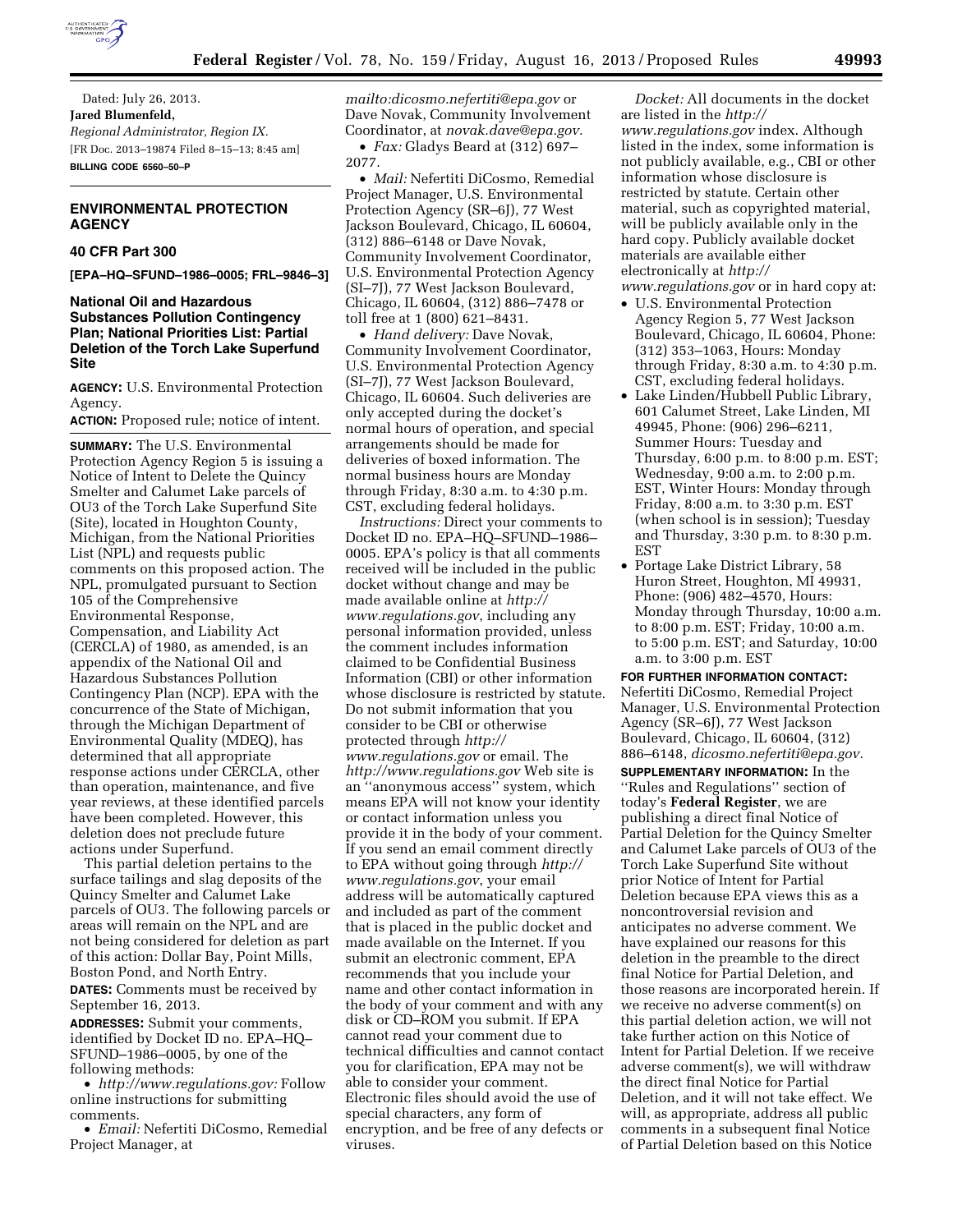Dated: July 26, 2013.

**Jared Blumenfeld,**

*Regional Administrator, Region IX.*

[FR Doc. 2013–19874 Filed 8–15–13; 8:45 am]

**BILLING CODE 6560–50–P**

## ENVIRONMENTAL PROTECTION AGENCY

### 40 CFR Part 300

**[EPA–HQ–SFUND–1986–0005; FRL–9846–3]**

### National Oil and Hazardous Substances Pollution Contingency Plan; National Priorities List: Partial Deletion of the Torch Lake Superfund Site

**AGENCY:** U.S. Environmental Protection Agency.

**ACTION:** Proposed rule; notice of intent.

**SUMMARY:** The U.S. Environmental Protection Agency Region 5 is issuing a Notice of Intent to Delete the Quincy Smelter and Calumet Lake parcels of OU3 of the Torch Lake Superfund Site (Site), located in Houghton County, Michigan, from the National Priorities List (NPL) and requests public comments on this proposed action. The NPL, promulgated pursuant to Section 105 of the Comprehensive Environmental Response, Compensation, and Liability Act (CERCLA) of 1980, as amended, is an appendix of the National Oil and Hazardous Substances Pollution Contingency Plan (NCP). EPA with the concurrence of the State of Michigan, through the Michigan Department of Environmental Quality (MDEQ), has determined that all appropriate response actions under CERCLA, other than operation, maintenance, and five year reviews, at these identified parcels have been completed. However, this deletion does not preclude future actions under Superfund.

This partial deletion pertains to the surface tailings and slag deposits of the Quincy Smelter and Calumet Lake parcels of OU3. The following parcels or areas will remain on the NPL and are not being considered for deletion as part of this action: Dollar Bay, Point Mills, Boston Pond, and North Entry.

**DATES:** Comments must be received by September 16, 2013.

**ADDRESSES:** Submit your comments, identified by Docket ID no. EPA–HQ–SFUND–1986–0005, by one of the following methods:

- *http://www.regulations.gov:* Follow online instructions for submitting comments.
- *Email:* Nefertiti DiCosmo, Remedial Project Manager, at *mailto:dicosmo.nefertiti@epa.gov* or Dave Novak, Community Involvement Coordinator, at *novak.dave@epa.gov.*
- *Fax:* Gladys Beard at (312) 697–2077.
- *Mail:* Nefertiti DiCosmo, Remedial Project Manager, U.S. Environmental Protection Agency (SR–6J), 77 West Jackson Boulevard, Chicago, IL 60604, (312) 886–6148 or Dave Novak, Community Involvement Coordinator, U.S. Environmental Protection Agency (SI–7J), 77 West Jackson Boulevard, Chicago, IL 60604, (312) 886–7478 or toll free at 1 (800) 621–8431.
- *Hand delivery:* Dave Novak, Community Involvement Coordinator, U.S. Environmental Protection Agency (SI–7J), 77 West Jackson Boulevard, Chicago, IL 60604. Such deliveries are only accepted during the docket's normal hours of operation, and special arrangements should be made for deliveries of boxed information. The normal business hours are Monday through Friday, 8:30 a.m. to 4:30 p.m. CST, excluding federal holidays.

*Instructions:* Direct your comments to Docket ID no. EPA–HQ–SFUND–1986–0005. EPA's policy is that all comments received will be included in the public docket without change and may be made available online at *http://www.regulations.gov*, including any personal information provided, unless the comment includes information claimed to be Confidential Business Information (CBI) or other information whose disclosure is restricted by statute. Do not submit information that you consider to be CBI or otherwise protected through *http://www.regulations.gov* or email. The *http://www.regulations.gov* Web site is an ''anonymous access'' system, which means EPA will not know your identity or contact information unless you provide it in the body of your comment. If you send an email comment directly to EPA without going through *http://www.regulations.gov*, your email address will be automatically captured and included as part of the comment that is placed in the public docket and made available on the Internet. If you submit an electronic comment, EPA recommends that you include your name and other contact information in the body of your comment and with any disk or CD–ROM you submit. If EPA cannot read your comment due to technical difficulties and cannot contact you for clarification, EPA may not be able to consider your comment. Electronic files should avoid the use of special characters, any form of encryption, and be free of any defects or viruses.

*Docket:* All documents in the docket are listed in the *http://www.regulations.gov* index. Although listed in the index, some information is not publicly available, e.g., CBI or other information whose disclosure is restricted by statute. Certain other material, such as copyrighted material, will be publicly available only in the hard copy. Publicly available docket materials are available either electronically at *http://www.regulations.gov* or in hard copy at:

- U.S. Environmental Protection Agency Region 5, 77 West Jackson Boulevard, Chicago, IL 60604, Phone: (312) 353–1063, Hours: Monday through Friday, 8:30 a.m. to 4:30 p.m. CST, excluding federal holidays.
- Lake Linden/Hubbell Public Library, 601 Calumet Street, Lake Linden, MI 49945, Phone: (906) 296–6211, Summer Hours: Tuesday and Thursday, 6:00 p.m. to 8:00 p.m. EST; Wednesday, 9:00 a.m. to 2:00 p.m. EST, Winter Hours: Monday through Friday, 8:00 a.m. to 3:30 p.m. EST (when school is in session); Tuesday and Thursday, 3:30 p.m. to 8:30 p.m. EST
- Portage Lake District Library, 58 Huron Street, Houghton, MI 49931, Phone: (906) 482–4570, Hours: Monday through Thursday, 10:00 a.m. to 8:00 p.m. EST; Friday, 10:00 a.m. to 5:00 p.m. EST; and Saturday, 10:00 a.m. to 3:00 p.m. EST

**FOR FURTHER INFORMATION CONTACT:** Nefertiti DiCosmo, Remedial Project Manager, U.S. Environmental Protection Agency (SR–6J), 77 West Jackson Boulevard, Chicago, IL 60604, (312) 886–6148, *dicosmo.nefertiti@epa.gov.*

**SUPPLEMENTARY INFORMATION:** In the ''Rules and Regulations'' section of today's **Federal Register**, we are publishing a direct final Notice of Partial Deletion for the Quincy Smelter and Calumet Lake parcels of OU3 of the Torch Lake Superfund Site without prior Notice of Intent for Partial Deletion because EPA views this as a noncontroversial revision and anticipates no adverse comment. We have explained our reasons for this deletion in the preamble to the direct final Notice for Partial Deletion, and those reasons are incorporated herein. If we receive no adverse comment(s) on this partial deletion action, we will not take further action on this Notice of Intent for Partial Deletion. If we receive adverse comment(s), we will withdraw the direct final Notice for Partial Deletion, and it will not take effect. We will, as appropriate, address all public comments in a subsequent final Notice of Partial Deletion based on this Notice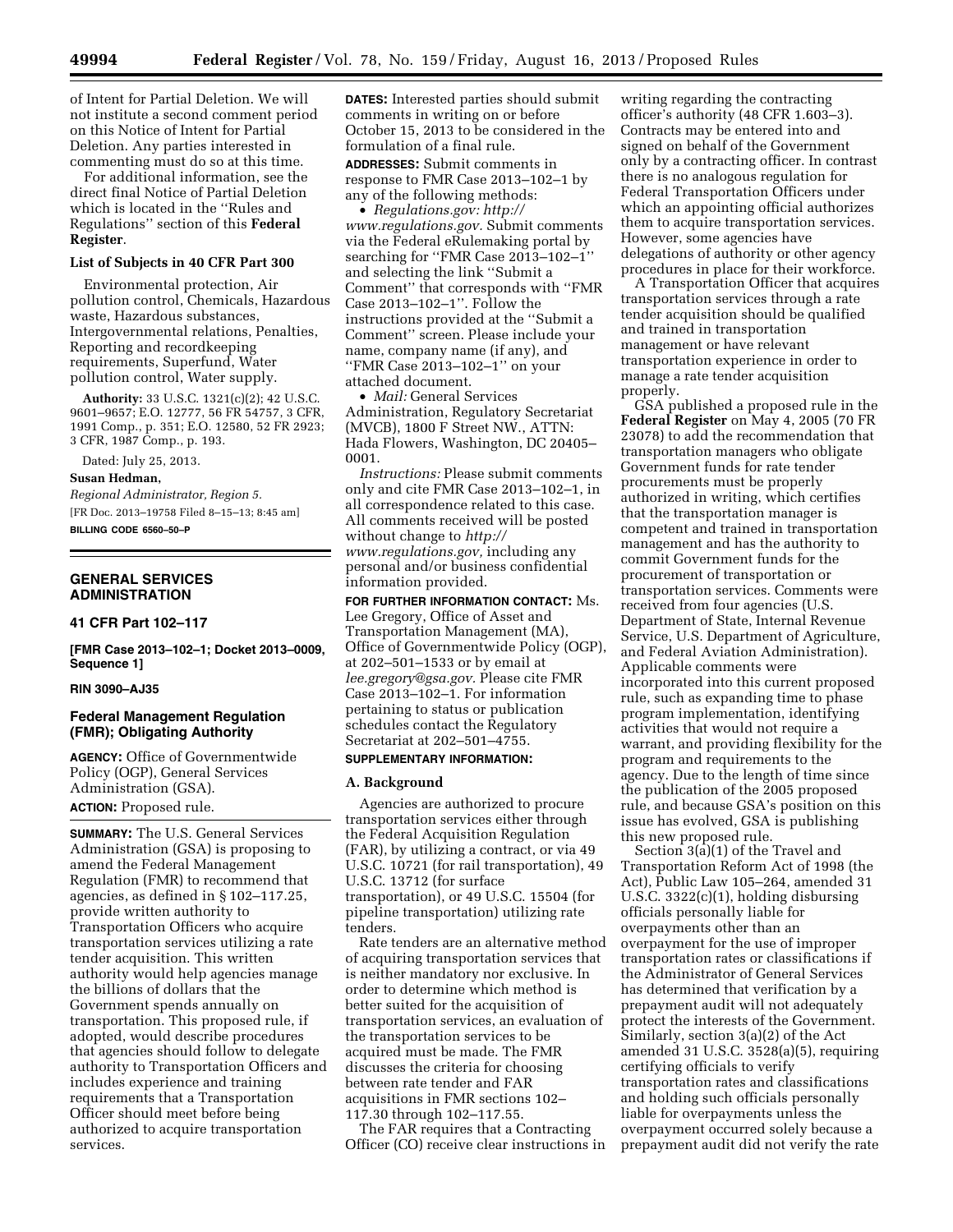of Intent for Partial Deletion. We will not institute a second comment period on this Notice of Intent for Partial Deletion. Any parties interested in commenting must do so at this time.

For additional information, see the direct final Notice of Partial Deletion which is located in the "Rules and Regulations" section of this **Federal Register**.

### List of Subjects in 40 CFR Part 300

Environmental protection, Air pollution control, Chemicals, Hazardous waste, Hazardous substances, Intergovernmental relations, Penalties, Reporting and recordkeeping requirements, Superfund, Water pollution control, Water supply.

**Authority:** 33 U.S.C. 1321(c)(2); 42 U.S.C. 9601–9657; E.O. 12777, 56 FR 54757, 3 CFR, 1991 Comp., p. 351; E.O. 12580, 52 FR 2923; 3 CFR, 1987 Comp., p. 193.

Dated: July 25, 2013.

**Susan Hedman,**

*Regional Administrator, Region 5.*

[FR Doc. 2013–19758 Filed 8–15–13; 8:45 am]

**BILLING CODE 6560–50–P**

## GENERAL SERVICES ADMINISTRATION

### 41 CFR Part 102–117

**[FMR Case 2013–102–1; Docket 2013–0009, Sequence 1]**

**RIN 3090–AJ35**

### Federal Management Regulation (FMR); Obligating Authority

**AGENCY:** Office of Governmentwide Policy (OGP), General Services Administration (GSA).

**ACTION:** Proposed rule.

**SUMMARY:** The U.S. General Services Administration (GSA) is proposing to amend the Federal Management Regulation (FMR) to recommend that agencies, as defined in § 102–117.25, provide written authority to Transportation Officers who acquire transportation services utilizing a rate tender acquisition. This written authority would help agencies manage the billions of dollars that the Government spends annually on transportation. This proposed rule, if adopted, would describe procedures that agencies should follow to delegate authority to Transportation Officers and includes experience and training requirements that a Transportation Officer should meet before being authorized to acquire transportation services.

**DATES:** Interested parties should submit comments in writing on or before October 15, 2013 to be considered in the formulation of a final rule.

**ADDRESSES:** Submit comments in response to FMR Case 2013–102–1 by any of the following methods:

- *Regulations.gov: http://www.regulations.gov.* Submit comments via the Federal eRulemaking portal by searching for "FMR Case 2013–102–1" and selecting the link "Submit a Comment" that corresponds with "FMR Case 2013–102–1". Follow the instructions provided at the "Submit a Comment" screen. Please include your name, company name (if any), and "FMR Case 2013–102–1" on your attached document.
- *Mail:* General Services Administration, Regulatory Secretariat (MVCB), 1800 F Street NW., ATTN: Hada Flowers, Washington, DC 20405–0001.

*Instructions:* Please submit comments only and cite FMR Case 2013–102–1, in all correspondence related to this case. All comments received will be posted without change to *http://www.regulations.gov,* including any personal and/or business confidential information provided.

**FOR FURTHER INFORMATION CONTACT:** Ms. Lee Gregory, Office of Asset and Transportation Management (MA), Office of Governmentwide Policy (OGP), at 202–501–1533 or by email at *lee.gregory@gsa.gov.* Please cite FMR Case 2013–102–1. For information pertaining to status or publication schedules contact the Regulatory Secretariat at 202–501–4755.

**SUPPLEMENTARY INFORMATION:**

#### A. Background

Agencies are authorized to procure transportation services either through the Federal Acquisition Regulation (FAR), by utilizing a contract, or via 49 U.S.C. 10721 (for rail transportation), 49 U.S.C. 13712 (for surface transportation), or 49 U.S.C. 15504 (for pipeline transportation) utilizing rate tenders.

Rate tenders are an alternative method of acquiring transportation services that is neither mandatory nor exclusive. In order to determine which method is better suited for the acquisition of transportation services, an evaluation of the transportation services to be acquired must be made. The FMR discusses the criteria for choosing between rate tender and FAR acquisitions in FMR sections 102–117.30 through 102–117.55.

The FAR requires that a Contracting Officer (CO) receive clear instructions in writing regarding the contracting officer's authority (48 CFR 1.603–3). Contracts may be entered into and signed on behalf of the Government only by a contracting officer. In contrast there is no analogous regulation for Federal Transportation Officers under which an appointing official authorizes them to acquire transportation services. However, some agencies have delegations of authority or other agency procedures in place for their workforce.

A Transportation Officer that acquires transportation services through a rate tender acquisition should be qualified and trained in transportation management or have relevant transportation experience in order to manage a rate tender acquisition properly.

GSA published a proposed rule in the **Federal Register** on May 4, 2005 (70 FR 23078) to add the recommendation that transportation managers who obligate Government funds for rate tender procurements must be properly authorized in writing, which certifies that the transportation manager is competent and trained in transportation management and has the authority to commit Government funds for the procurement of transportation or transportation services. Comments were received from four agencies (U.S. Department of State, Internal Revenue Service, U.S. Department of Agriculture, and Federal Aviation Administration). Applicable comments were incorporated into this current proposed rule, such as expanding time to phase program implementation, identifying activities that would not require a warrant, and providing flexibility for the program and requirements to the agency. Due to the length of time since the publication of the 2005 proposed rule, and because GSA's position on this issue has evolved, GSA is publishing this new proposed rule.

Section 3(a)(1) of the Travel and Transportation Reform Act of 1998 (the Act), Public Law 105–264, amended 31 U.S.C. 3322(c)(1), holding disbursing officials personally liable for overpayments other than an overpayment for the use of improper transportation rates or classifications if the Administrator of General Services has determined that verification by a prepayment audit will not adequately protect the interests of the Government. Similarly, section 3(a)(2) of the Act amended 31 U.S.C. 3528(a)(5), requiring certifying officials to verify transportation rates and classifications and holding such officials personally liable for overpayments unless the overpayment occurred solely because a prepayment audit did not verify the rate